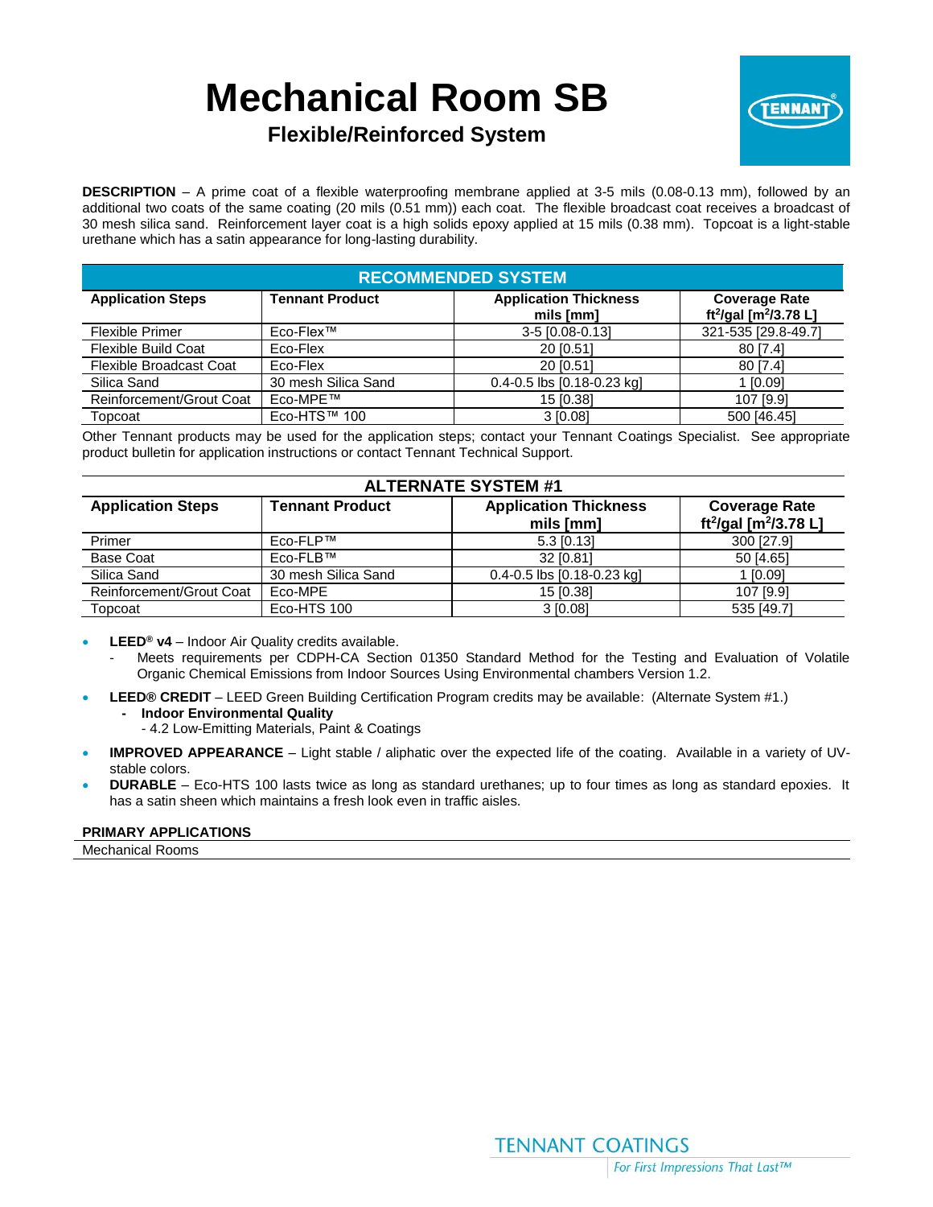# Mechanical Room SB

## Flexible/Reinforced System

**DESCRIPTION** – A prime coat of a flexible waterproofing membrane applied at 3-5 mils (0.08-0.13 mm), followed by an additional two coats of the same coating (20 mils (0.51 mm)) each coat. The flexible broadcast coat receives a broadcast of 30 mesh silica sand. Reinforcement layer coat is a high solids epoxy applied at 15 mils (0.38 mm). Topcoat is a light-stable urethane which has a satin appearance for long-lasting durability.

**RECOMMENDED SYSTEM**

| Application Steps | Tennant Product | Application Thickness mils [mm] | Coverage Rate $ft^2$/gal [$m^2$/3.78 L] |
|---|---|---|---|
| Flexible Primer | Eco-Flex™ | 3-5 [0.08-0.13] | 321-535 [29.8-49.7] |
| Flexible Build Coat | Eco-Flex | 20 [0.51] | 80 [7.4] |
| Flexible Broadcast Coat | Eco-Flex | 20 [0.51] | 80 [7.4] |
| Silica Sand | 30 mesh Silica Sand | 0.4-0.5 lbs [0.18-0.23 kg] | 1 [0.09] |
| Reinforcement/Grout Coat | Eco-MPE™ | 15 [0.38] | 107 [9.9] |
| Topcoat | Eco-HTS™ 100 | 3 [0.08] | 500 [46.45] |

Other Tennant products may be used for the application steps; contact your Tennant Coatings Specialist. See appropriate product bulletin for application instructions or contact Tennant Technical Support.

**ALTERNATE SYSTEM #1**

| Application Steps | Tennant Product | Application Thickness mils [mm] | Coverage Rate $ft^2$/gal [$m^2$/3.78 L] |
|---|---|---|---|
| Primer | Eco-FLP™ | 5.3 [0.13] | 300 [27.9] |
| Base Coat | Eco-FLB™ | 32 [0.81] | 50 [4.65] |
| Silica Sand | 30 mesh Silica Sand | 0.4-0.5 lbs [0.18-0.23 kg] | 1 [0.09] |
| Reinforcement/Grout Coat | Eco-MPE | 15 [0.38] | 107 [9.9] |
| Topcoat | Eco-HTS 100 | 3 [0.08] | 535 [49.7] |

- **LEED® v4** – Indoor Air Quality credits available.
  - Meets requirements per CDPH-CA Section 01350 Standard Method for the Testing and Evaluation of Volatile Organic Chemical Emissions from Indoor Sources Using Environmental chambers Version 1.2.
- **LEED® CREDIT** – LEED Green Building Certification Program credits may be available: (Alternate System #1.)
  - **Indoor Environmental Quality**
    - 4.2 Low-Emitting Materials, Paint & Coatings
- **IMPROVED APPEARANCE** – Light stable / aliphatic over the expected life of the coating. Available in a variety of UV-stable colors.
- **DURABLE** – Eco-HTS 100 lasts twice as long as standard urethanes; up to four times as long as standard epoxies. It has a satin sheen which maintains a fresh look even in traffic aisles.

**PRIMARY APPLICATIONS**

Mechanical Rooms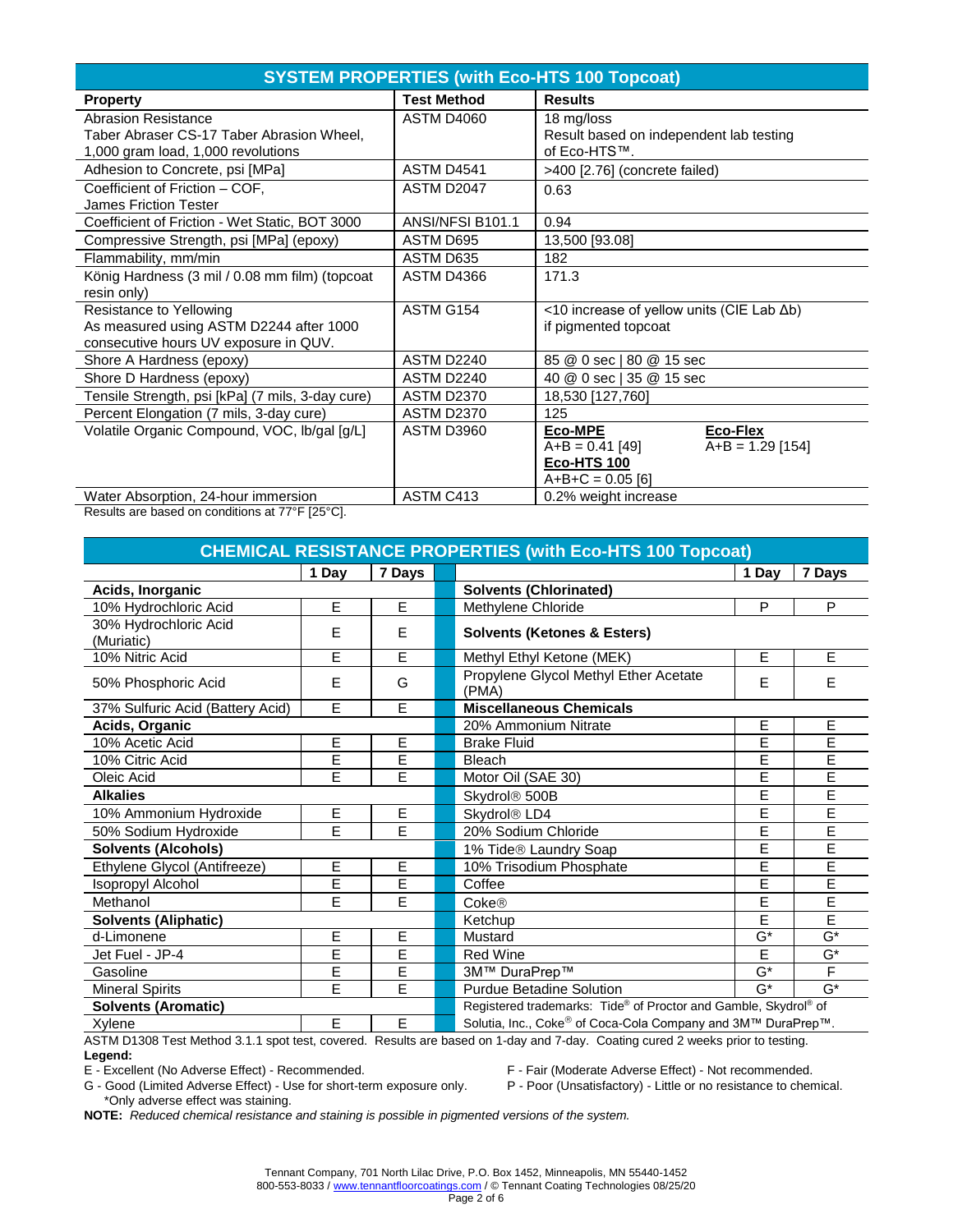## SYSTEM PROPERTIES (with Eco-HTS 100 Topcoat)

| Property | Test Method | Results |
|---|---|---|
| Abrasion Resistance<br>Taber Abraser CS-17 Taber Abrasion Wheel, 1,000 gram load, 1,000 revolutions | ASTM D4060 | 18 mg/loss<br>Result based on independent lab testing of Eco-HTS™. |
| Adhesion to Concrete, psi [MPa] | ASTM D4541 | >400 [2.76] (concrete failed) |
| Coefficient of Friction – COF, James Friction Tester | ASTM D2047 | 0.63 |
| Coefficient of Friction - Wet Static, BOT 3000 | ANSI/NFSI B101.1 | 0.94 |
| Compressive Strength, psi [MPa] (epoxy) | ASTM D695 | 13,500 [93.08] |
| Flammability, mm/min | ASTM D635 | 182 |
| König Hardness (3 mil / 0.08 mm film) (topcoat resin only) | ASTM D4366 | 171.3 |
| Resistance to Yellowing<br>As measured using ASTM D2244 after 1000 consecutive hours UV exposure in QUV. | ASTM G154 | <10 increase of yellow units (CIE Lab Δb) if pigmented topcoat |
| Shore A Hardness (epoxy) | ASTM D2240 | 85 @ 0 sec \| 80 @ 15 sec |
| Shore D Hardness (epoxy) | ASTM D2240 | 40 @ 0 sec \| 35 @ 15 sec |
| Tensile Strength, psi [kPa] (7 mils, 3-day cure) | ASTM D2370 | 18,530 [127,760] |
| Percent Elongation (7 mils, 3-day cure) | ASTM D2370 | 125 |
| Volatile Organic Compound, VOC, lb/gal [g/L] | ASTM D3960 | **Eco-MPE** A+B = 0.41 [49]<br>**Eco-Flex** A+B = 1.29 [154]<br>**Eco-HTS 100** A+B+C = 0.05 [6] |
| Water Absorption, 24-hour immersion | ASTM C413 | 0.2% weight increase |

Results are based on conditions at 77°F [25°C].

## CHEMICAL RESISTANCE PROPERTIES (with Eco-HTS 100 Topcoat)

| | 1 Day | 7 Days |
|---|---|---|
| **Acids, Inorganic** | | |
| 10% Hydrochloric Acid | E | E |
| 30% Hydrochloric Acid (Muriatic) | E | E |
| 10% Nitric Acid | E | E |
| 50% Phosphoric Acid | E | G |
| 37% Sulfuric Acid (Battery Acid) | E | E |
| **Acids, Organic** | | |
| 10% Acetic Acid | E | E |
| 10% Citric Acid | E | E |
| Oleic Acid | E | E |
| **Alkalies** | | |
| 10% Ammonium Hydroxide | E | E |
| 50% Sodium Hydroxide | E | E |
| **Solvents (Alcohols)** | | |
| Ethylene Glycol (Antifreeze) | E | E |
| Isopropyl Alcohol | E | E |
| Methanol | E | E |
| **Solvents (Aliphatic)** | | |
| d-Limonene | E | E |
| Jet Fuel - JP-4 | E | E |
| Gasoline | E | E |
| Mineral Spirits | E | E |
| **Solvents (Aromatic)** | | |
| Xylene | E | E |
| **Solvents (Chlorinated)** | | |
| Methylene Chloride | P | P |
| **Solvents (Ketones & Esters)** | | |
| Methyl Ethyl Ketone (MEK) | E | E |
| Propylene Glycol Methyl Ether Acetate (PMA) | E | E |
| **Miscellaneous Chemicals** | | |
| 20% Ammonium Nitrate | E | E |
| Brake Fluid | E | E |
| Bleach | E | E |
| Motor Oil (SAE 30) | E | E |
| Skydrol® 500B | E | E |
| Skydrol® LD4 | E | E |
| 20% Sodium Chloride | E | E |
| 1% Tide® Laundry Soap | E | E |
| 10% Trisodium Phosphate | E | E |
| Coffee | E | E |
| Coke® | E | E |
| Ketchup | E | E |
| Mustard | G* | G* |
| Red Wine | E | G* |
| 3M™ DuraPrep™ | G* | F |
| Purdue Betadine Solution | G* | G* |

Registered trademarks: Tide® of Proctor and Gamble, Skydrol® of Solutia, Inc., Coke® of Coca-Cola Company and 3M™ DuraPrep™.

ASTM D1308 Test Method 3.1.1 spot test, covered. Results are based on 1-day and 7-day. Coating cured 2 weeks prior to testing.

**Legend:**

E - Excellent (No Adverse Effect) - Recommended.
G - Good (Limited Adverse Effect) - Use for short-term exposure only.
*Only adverse effect was staining.
F - Fair (Moderate Adverse Effect) - Not recommended.
P - Poor (Unsatisfactory) - Little or no resistance to chemical.

**NOTE:** *Reduced chemical resistance and staining is possible in pigmented versions of the system.*

Tennant Company, 701 North Lilac Drive, P.O. Box 1452, Minneapolis, MN 55440-1452
800-553-8033 / www.tennantfloorcoatings.com / © Tennant Coating Technologies 08/25/20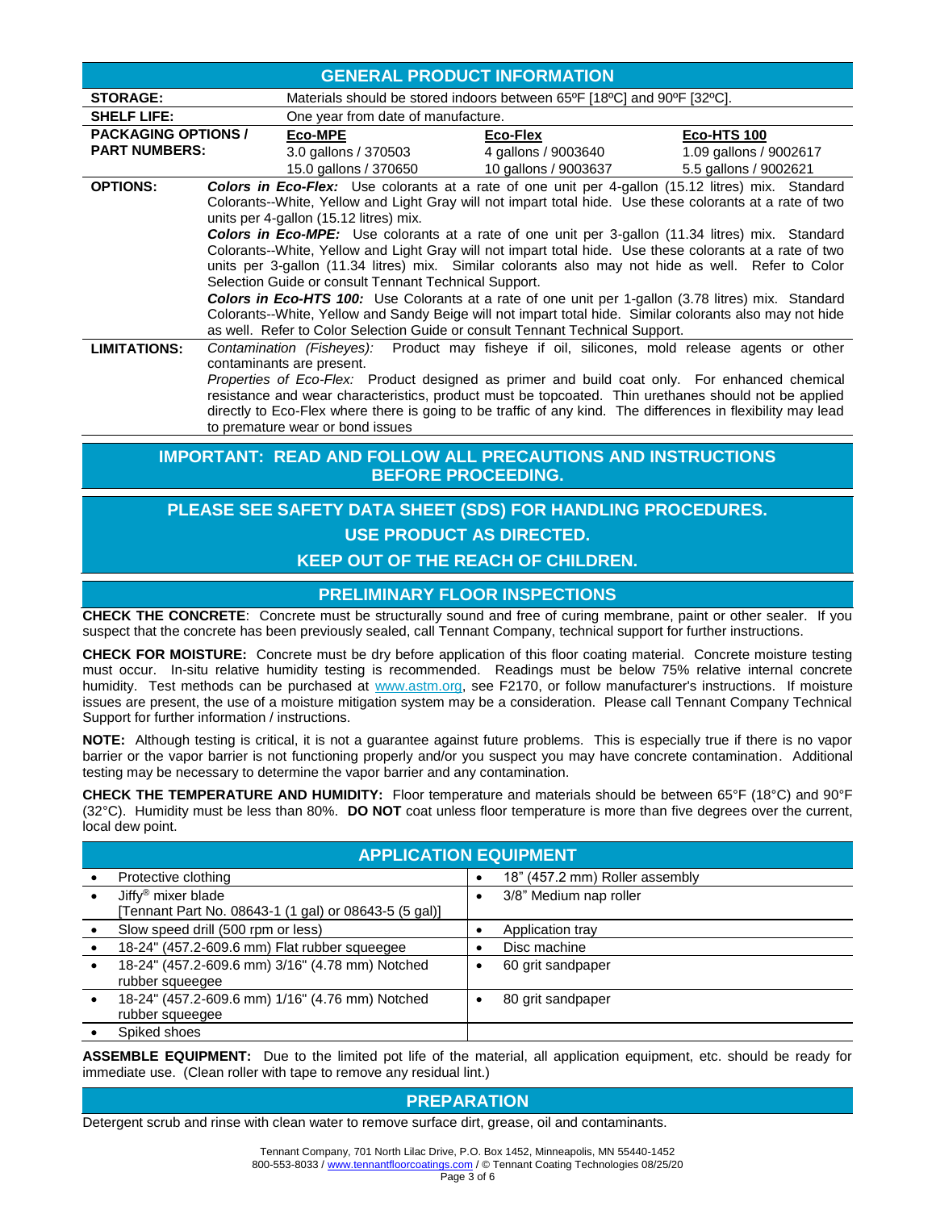## GENERAL PRODUCT INFORMATION

| | | | |
|---|---|---|---|
| **STORAGE:** | Materials should be stored indoors between 65ºF [18ºC] and 90ºF [32ºC]. | | |
| **SHELF LIFE:** | One year from date of manufacture. | | |
| **PACKAGING OPTIONS / PART NUMBERS:** | **Eco-MPE**<br>3.0 gallons / 370503<br>15.0 gallons / 370650 | **Eco-Flex**<br>4 gallons / 9003640<br>10 gallons / 9003637 | **Eco-HTS 100**<br>1.09 gallons / 9002617<br>5.5 gallons / 9002621 |

**OPTIONS:**

***Colors in Eco-Flex:*** Use colorants at a rate of one unit per 4-gallon (15.12 litres) mix. Standard Colorants--White, Yellow and Light Gray will not impart total hide. Use these colorants at a rate of two units per 4-gallon (15.12 litres) mix.

***Colors in Eco-MPE:*** Use colorants at a rate of one unit per 3-gallon (11.34 litres) mix. Standard Colorants--White, Yellow and Light Gray will not impart total hide. Use these colorants at a rate of two units per 3-gallon (11.34 litres) mix. Similar colorants also may not hide as well. Refer to Color Selection Guide or consult Tennant Technical Support.

***Colors in Eco-HTS 100:*** Use Colorants at a rate of one unit per 1-gallon (3.78 litres) mix. Standard Colorants--White, Yellow and Sandy Beige will not impart total hide. Similar colorants also may not hide as well. Refer to Color Selection Guide or consult Tennant Technical Support.

**LIMITATIONS:**

*Contamination (Fisheyes):* Product may fisheye if oil, silicones, mold release agents or other contaminants are present.

*Properties of Eco-Flex:* Product designed as primer and build coat only. For enhanced chemical resistance and wear characteristics, product must be topcoated. Thin urethanes should not be applied directly to Eco-Flex where there is going to be traffic of any kind. The differences in flexibility may lead to premature wear or bond issues

## IMPORTANT: READ AND FOLLOW ALL PRECAUTIONS AND INSTRUCTIONS BEFORE PROCEEDING.

## PLEASE SEE SAFETY DATA SHEET (SDS) FOR HANDLING PROCEDURES. USE PRODUCT AS DIRECTED. KEEP OUT OF THE REACH OF CHILDREN.

## PRELIMINARY FLOOR INSPECTIONS

**CHECK THE CONCRETE**: Concrete must be structurally sound and free of curing membrane, paint or other sealer. If you suspect that the concrete has been previously sealed, call Tennant Company, technical support for further instructions.

**CHECK FOR MOISTURE:** Concrete must be dry before application of this floor coating material. Concrete moisture testing must occur. In-situ relative humidity testing is recommended. Readings must be below 75% relative internal concrete humidity. Test methods can be purchased at www.astm.org, see F2170, or follow manufacturer's instructions. If moisture issues are present, the use of a moisture mitigation system may be a consideration. Please call Tennant Company Technical Support for further information / instructions.

**NOTE:** Although testing is critical, it is not a guarantee against future problems. This is especially true if there is no vapor barrier or the vapor barrier is not functioning properly and/or you suspect you may have concrete contamination. Additional testing may be necessary to determine the vapor barrier and any contamination.

**CHECK THE TEMPERATURE AND HUMIDITY:** Floor temperature and materials should be between 65°F (18°C) and 90°F (32°C). Humidity must be less than 80%. **DO NOT** coat unless floor temperature is more than five degrees over the current, local dew point.

## APPLICATION EQUIPMENT

| | |
|---|---|
| • Protective clothing | • 18" (457.2 mm) Roller assembly |
| • Jiffy® mixer blade [Tennant Part No. 08643-1 (1 gal) or 08643-5 (5 gal)] | • 3/8" Medium nap roller |
| • Slow speed drill (500 rpm or less) | • Application tray |
| • 18-24" (457.2-609.6 mm) Flat rubber squeegee | • Disc machine |
| • 18-24" (457.2-609.6 mm) 3/16" (4.78 mm) Notched rubber squeegee | • 60 grit sandpaper |
| • 18-24" (457.2-609.6 mm) 1/16" (4.76 mm) Notched rubber squeegee | • 80 grit sandpaper |
| • Spiked shoes | |

**ASSEMBLE EQUIPMENT:** Due to the limited pot life of the material, all application equipment, etc. should be ready for immediate use. (Clean roller with tape to remove any residual lint.)

## PREPARATION

Detergent scrub and rinse with clean water to remove surface dirt, grease, oil and contaminants.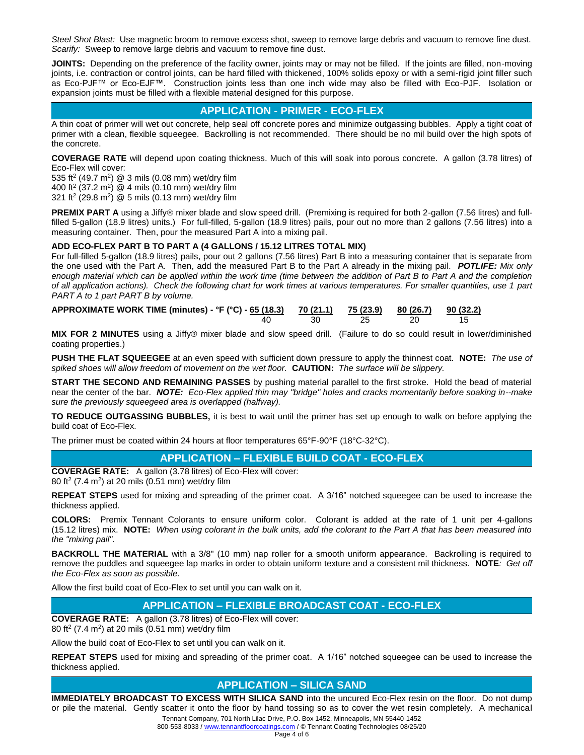*Steel Shot Blast:* Use magnetic broom to remove excess shot, sweep to remove large debris and vacuum to remove fine dust.
*Scarify:* Sweep to remove large debris and vacuum to remove fine dust.

**JOINTS:** Depending on the preference of the facility owner, joints may or may not be filled. If the joints are filled, non-moving joints, i.e. contraction or control joints, can be hard filled with thickened, 100% solids epoxy or with a semi-rigid joint filler such as Eco-PJF™ or Eco-EJF™. Construction joints less than one inch wide may also be filled with Eco-PJF. Isolation or expansion joints must be filled with a flexible material designed for this purpose.

## APPLICATION - PRIMER - ECO-FLEX

A thin coat of primer will wet out concrete, help seal off concrete pores and minimize outgassing bubbles. Apply a tight coat of primer with a clean, flexible squeegee. Backrolling is not recommended. There should be no mil build over the high spots of the concrete.

**COVERAGE RATE** will depend upon coating thickness. Much of this will soak into porous concrete. A gallon (3.78 litres) of Eco-Flex will cover:
535 ft$^2$ (49.7 m$^2$) @ 3 mils (0.08 mm) wet/dry film
400 ft$^2$ (37.2 m$^2$) @ 4 mils (0.10 mm) wet/dry film
321 ft$^2$ (29.8 m$^2$) @ 5 mils (0.13 mm) wet/dry film

**PREMIX PART A** using a Jiffy® mixer blade and slow speed drill. (Premixing is required for both 2-gallon (7.56 litres) and full-filled 5-gallon (18.9 litres) units.) For full-filled, 5-gallon (18.9 litres) pails, pour out no more than 2 gallons (7.56 litres) into a measuring container. Then, pour the measured Part A into a mixing pail.

**ADD ECO-FLEX PART B TO PART A (4 GALLONS / 15.12 LITRES TOTAL MIX)**
For full-filled 5-gallon (18.9 litres) pails, pour out 2 gallons (7.56 litres) Part B into a measuring container that is separate from the one used with the Part A. Then, add the measured Part B to the Part A already in the mixing pail. ***POTLIFE:*** *Mix only enough material which can be applied within the work time (time between the addition of Part B to Part A and the completion of all application actions). Check the following chart for work times at various temperatures. For smaller quantities, use 1 part PART A to 1 part PART B by volume.*

| APPROXIMATE WORK TIME (minutes) - °F (°C) - | 65 (18.3) | 70 (21.1) | 75 (23.9) | 80 (26.7) | 90 (32.2) |
|---|---|---|---|---|---|
| | 40 | 30 | 25 | 20 | 15 |

**MIX FOR 2 MINUTES** using a Jiffy® mixer blade and slow speed drill. (Failure to do so could result in lower/diminished coating properties.)

**PUSH THE FLAT SQUEEGEE** at an even speed with sufficient down pressure to apply the thinnest coat. **NOTE:** *The use of spiked shoes will allow freedom of movement on the wet floor.* **CAUTION:** *The surface will be slippery.*

**START THE SECOND AND REMAINING PASSES** by pushing material parallel to the first stroke. Hold the bead of material near the center of the bar. ***NOTE:*** *Eco-Flex applied thin may "bridge" holes and cracks momentarily before soaking in--make sure the previously squeegeed area is overlapped (halfway).*

**TO REDUCE OUTGASSING BUBBLES,** it is best to wait until the primer has set up enough to walk on before applying the build coat of Eco-Flex.

The primer must be coated within 24 hours at floor temperatures 65°F-90°F (18°C-32°C).

## APPLICATION – FLEXIBLE BUILD COAT - ECO-FLEX

**COVERAGE RATE:** A gallon (3.78 litres) of Eco-Flex will cover:
80 ft$^2$ (7.4 m$^2$) at 20 mils (0.51 mm) wet/dry film

**REPEAT STEPS** used for mixing and spreading of the primer coat. A 3/16" notched squeegee can be used to increase the thickness applied.

**COLORS:** Premix Tennant Colorants to ensure uniform color. Colorant is added at the rate of 1 unit per 4-gallons (15.12 litres) mix. **NOTE:** *When using colorant in the bulk units, add the colorant to the Part A that has been measured into the "mixing pail".*

**BACKROLL THE MATERIAL** with a 3/8" (10 mm) nap roller for a smooth uniform appearance. Backrolling is required to remove the puddles and squeegee lap marks in order to obtain uniform texture and a consistent mil thickness. **NOTE***: Get off the Eco-Flex as soon as possible.*

Allow the first build coat of Eco-Flex to set until you can walk on it.

## APPLICATION – FLEXIBLE BROADCAST COAT - ECO-FLEX

**COVERAGE RATE:** A gallon (3.78 litres) of Eco-Flex will cover:
80 ft$^2$ (7.4 m$^2$) at 20 mils (0.51 mm) wet/dry film

Allow the build coat of Eco-Flex to set until you can walk on it.

**REPEAT STEPS** used for mixing and spreading of the primer coat. A 1/16" notched squeegee can be used to increase the thickness applied.

## APPLICATION – SILICA SAND

**IMMEDIATELY BROADCAST TO EXCESS WITH SILICA SAND** into the uncured Eco-Flex resin on the floor. Do not dump or pile the material. Gently scatter it onto the floor by hand tossing so as to cover the wet resin completely. A mechanical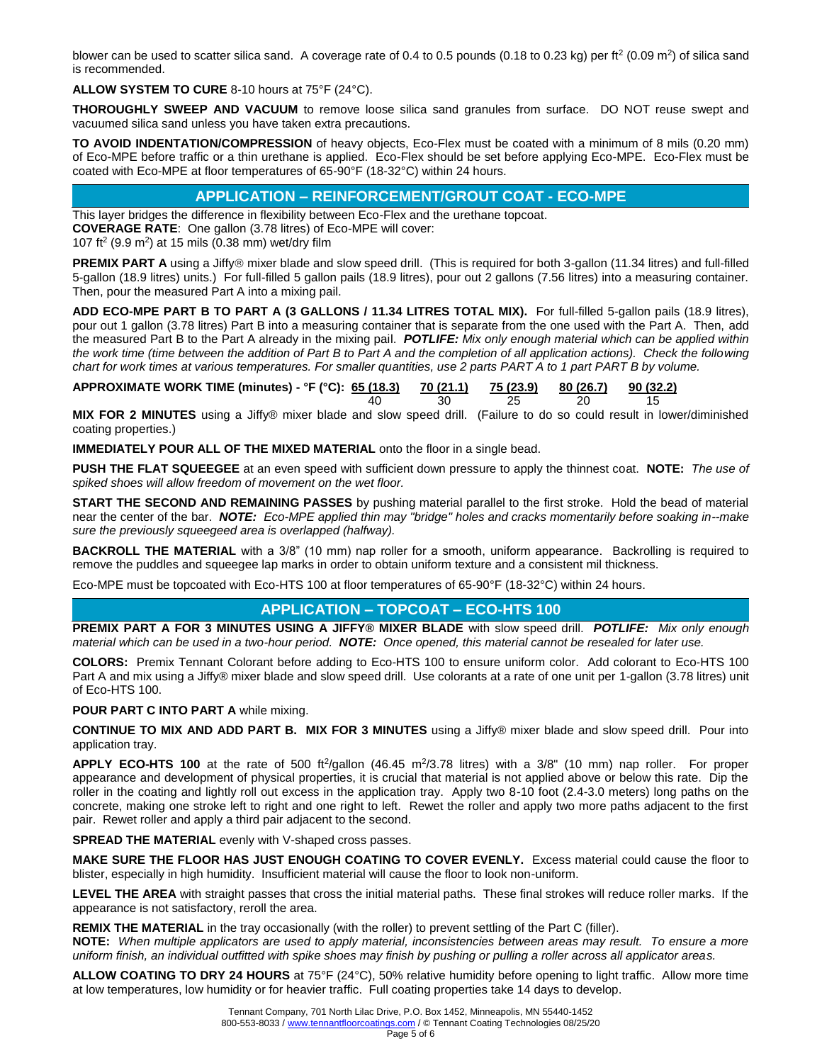blower can be used to scatter silica sand. A coverage rate of 0.4 to 0.5 pounds (0.18 to 0.23 kg) per ft$^2$ (0.09 m$^2$) of silica sand is recommended.

**ALLOW SYSTEM TO CURE** 8-10 hours at 75°F (24°C).

**THOROUGHLY SWEEP AND VACUUM** to remove loose silica sand granules from surface. DO NOT reuse swept and vacuumed silica sand unless you have taken extra precautions.

**TO AVOID INDENTATION/COMPRESSION** of heavy objects, Eco-Flex must be coated with a minimum of 8 mils (0.20 mm) of Eco-MPE before traffic or a thin urethane is applied. Eco-Flex should be set before applying Eco-MPE. Eco-Flex must be coated with Eco-MPE at floor temperatures of 65-90°F (18-32°C) within 24 hours.

## APPLICATION – REINFORCEMENT/GROUT COAT - ECO-MPE

This layer bridges the difference in flexibility between Eco-Flex and the urethane topcoat.
**COVERAGE RATE**: One gallon (3.78 litres) of Eco-MPE will cover:
107 ft$^2$ (9.9 m$^2$) at 15 mils (0.38 mm) wet/dry film

**PREMIX PART A** using a Jiffy® mixer blade and slow speed drill. (This is required for both 3-gallon (11.34 litres) and full-filled 5-gallon (18.9 litres) units.) For full-filled 5 gallon pails (18.9 litres), pour out 2 gallons (7.56 litres) into a measuring container. Then, pour the measured Part A into a mixing pail.

**ADD ECO-MPE PART B TO PART A (3 GALLONS / 11.34 LITRES TOTAL MIX).** For full-filled 5-gallon pails (18.9 litres), pour out 1 gallon (3.78 litres) Part B into a measuring container that is separate from the one used with the Part A. Then, add the measured Part B to the Part A already in the mixing pail. ***POTLIFE:*** *Mix only enough material which can be applied within the work time (time between the addition of Part B to Part A and the completion of all application actions). Check the following chart for work times at various temperatures. For smaller quantities, use 2 parts PART A to 1 part PART B by volume.*

| **APPROXIMATE WORK TIME (minutes) - °F (°C):** | 65 (18.3) | 70 (21.1) | 75 (23.9) | 80 (26.7) | 90 (32.2) |
|---|---|---|---|---|---|
| | 40 | 30 | 25 | 20 | 15 |

**MIX FOR 2 MINUTES** using a Jiffy® mixer blade and slow speed drill. (Failure to do so could result in lower/diminished coating properties.)

**IMMEDIATELY POUR ALL OF THE MIXED MATERIAL** onto the floor in a single bead.

**PUSH THE FLAT SQUEEGEE** at an even speed with sufficient down pressure to apply the thinnest coat. **NOTE:** *The use of spiked shoes will allow freedom of movement on the wet floor.*

**START THE SECOND AND REMAINING PASSES** by pushing material parallel to the first stroke. Hold the bead of material near the center of the bar. ***NOTE:*** *Eco-MPE applied thin may "bridge" holes and cracks momentarily before soaking in--make sure the previously squeegeed area is overlapped (halfway).*

**BACKROLL THE MATERIAL** with a 3/8" (10 mm) nap roller for a smooth, uniform appearance. Backrolling is required to remove the puddles and squeegee lap marks in order to obtain uniform texture and a consistent mil thickness.

Eco-MPE must be topcoated with Eco-HTS 100 at floor temperatures of 65-90°F (18-32°C) within 24 hours.

## APPLICATION – TOPCOAT – ECO-HTS 100

**PREMIX PART A FOR 3 MINUTES USING A JIFFY® MIXER BLADE** with slow speed drill. ***POTLIFE:*** *Mix only enough material which can be used in a two-hour period.* ***NOTE:*** *Once opened, this material cannot be resealed for later use.*

**COLORS:** Premix Tennant Colorant before adding to Eco-HTS 100 to ensure uniform color. Add colorant to Eco-HTS 100 Part A and mix using a Jiffy® mixer blade and slow speed drill. Use colorants at a rate of one unit per 1-gallon (3.78 litres) unit of Eco-HTS 100.

**POUR PART C INTO PART A** while mixing.

**CONTINUE TO MIX AND ADD PART B. MIX FOR 3 MINUTES** using a Jiffy® mixer blade and slow speed drill. Pour into application tray.

**APPLY ECO-HTS 100** at the rate of 500 ft$^2$/gallon (46.45 m$^2$/3.78 litres) with a 3/8" (10 mm) nap roller. For proper appearance and development of physical properties, it is crucial that material is not applied above or below this rate. Dip the roller in the coating and lightly roll out excess in the application tray. Apply two 8-10 foot (2.4-3.0 meters) long paths on the concrete, making one stroke left to right and one right to left. Rewet the roller and apply two more paths adjacent to the first pair. Rewet roller and apply a third pair adjacent to the second.

**SPREAD THE MATERIAL** evenly with V-shaped cross passes.

**MAKE SURE THE FLOOR HAS JUST ENOUGH COATING TO COVER EVENLY.** Excess material could cause the floor to blister, especially in high humidity. Insufficient material will cause the floor to look non-uniform.

**LEVEL THE AREA** with straight passes that cross the initial material paths. These final strokes will reduce roller marks. If the appearance is not satisfactory, reroll the area.

**REMIX THE MATERIAL** in the tray occasionally (with the roller) to prevent settling of the Part C (filler).
**NOTE:** *When multiple applicators are used to apply material, inconsistencies between areas may result. To ensure a more uniform finish, an individual outfitted with spike shoes may finish by pushing or pulling a roller across all applicator areas.*

**ALLOW COATING TO DRY 24 HOURS** at 75°F (24°C), 50% relative humidity before opening to light traffic. Allow more time at low temperatures, low humidity or for heavier traffic. Full coating properties take 14 days to develop.

Tennant Company, 701 North Lilac Drive, P.O. Box 1452, Minneapolis, MN 55440-1452
800-553-8033 / www.tennantfloorcoatings.com / © Tennant Coating Technologies 08/25/20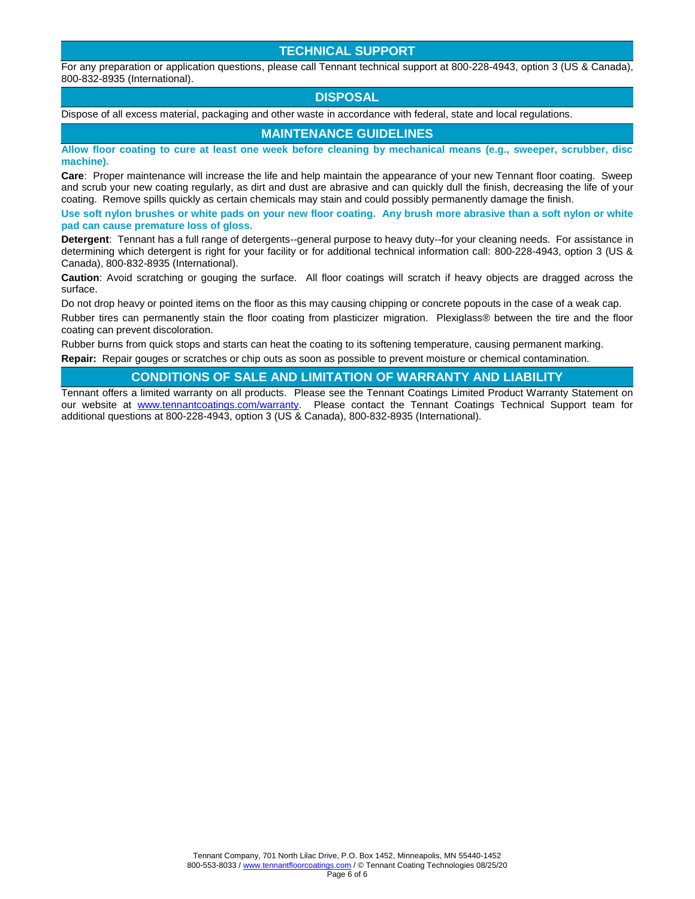## TECHNICAL SUPPORT

For any preparation or application questions, please call Tennant technical support at 800-228-4943, option 3 (US & Canada), 800-832-8935 (International).

## DISPOSAL

Dispose of all excess material, packaging and other waste in accordance with federal, state and local regulations.

## MAINTENANCE GUIDELINES

**Allow floor coating to cure at least one week before cleaning by mechanical means (e.g., sweeper, scrubber, disc machine).**

**Care**: Proper maintenance will increase the life and help maintain the appearance of your new Tennant floor coating. Sweep and scrub your new coating regularly, as dirt and dust are abrasive and can quickly dull the finish, decreasing the life of your coating. Remove spills quickly as certain chemicals may stain and could possibly permanently damage the finish.

**Use soft nylon brushes or white pads on your new floor coating. Any brush more abrasive than a soft nylon or white pad can cause premature loss of gloss.**

**Detergent**: Tennant has a full range of detergents--general purpose to heavy duty--for your cleaning needs. For assistance in determining which detergent is right for your facility or for additional technical information call: 800-228-4943, option 3 (US & Canada), 800-832-8935 (International).

**Caution**: Avoid scratching or gouging the surface. All floor coatings will scratch if heavy objects are dragged across the surface.

Do not drop heavy or pointed items on the floor as this may causing chipping or concrete popouts in the case of a weak cap.

Rubber tires can permanently stain the floor coating from plasticizer migration. Plexiglass® between the tire and the floor coating can prevent discoloration.

Rubber burns from quick stops and starts can heat the coating to its softening temperature, causing permanent marking.

**Repair:** Repair gouges or scratches or chip outs as soon as possible to prevent moisture or chemical contamination.

## CONDITIONS OF SALE AND LIMITATION OF WARRANTY AND LIABILITY

Tennant offers a limited warranty on all products. Please see the Tennant Coatings Limited Product Warranty Statement on our website at www.tennantcoatings.com/warranty. Please contact the Tennant Coatings Technical Support team for additional questions at 800-228-4943, option 3 (US & Canada), 800-832-8935 (International).

Tennant Company, 701 North Lilac Drive, P.O. Box 1452, Minneapolis, MN 55440-1452
800-553-8033 / www.tennantfloorcoatings.com / © Tennant Coating Technologies 08/25/20